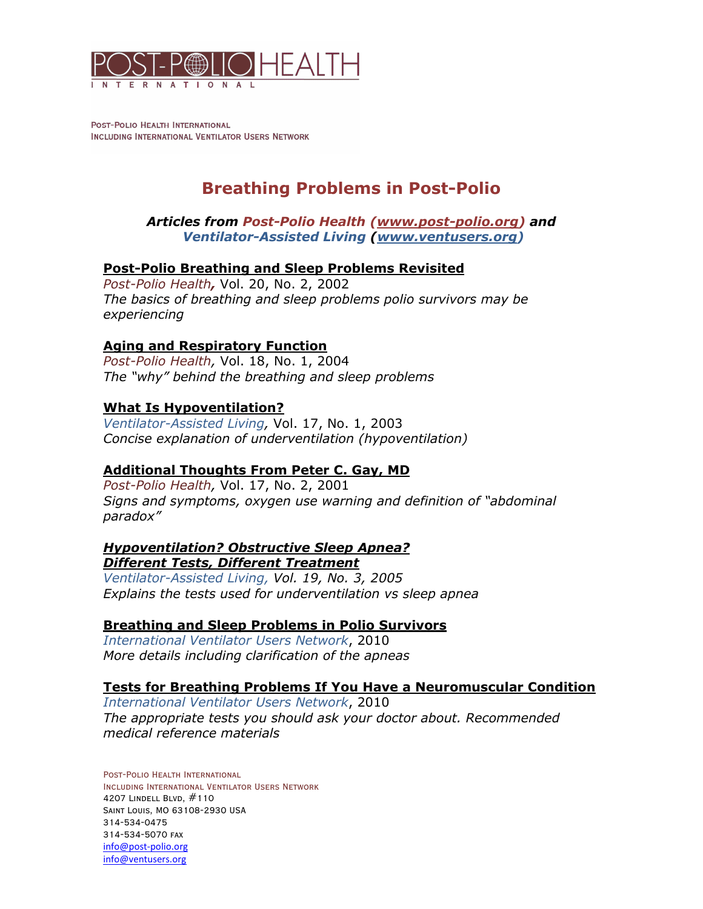POST-POLIO HEALTH INTERNATIONAL

Post-Polio Health International
Including International Ventilator Users Network

# Breathing Problems in Post-Polio

***Articles from Post-Polio Health (www.post-polio.org) and Ventilator-Assisted Living (www.ventusers.org)***

## Post-Polio Breathing and Sleep Problems Revisited

*Post-Polio Health,* Vol. 20, No. 2, 2002
*The basics of breathing and sleep problems polio survivors may be experiencing*

## Aging and Respiratory Function

*Post-Polio Health,* Vol. 18, No. 1, 2004
*The "why" behind the breathing and sleep problems*

## What Is Hypoventilation?

*Ventilator-Assisted Living,* Vol. 17, No. 1, 2003
*Concise explanation of underventilation (hypoventilation)*

## Additional Thoughts From Peter C. Gay, MD

*Post-Polio Health,* Vol. 17, No. 2, 2001
*Signs and symptoms, oxygen use warning and definition of "abdominal paradox"*

## *Hypoventilation? Obstructive Sleep Apnea? Different Tests, Different Treatment*

*Ventilator-Assisted Living, Vol. 19, No. 3, 2005*
*Explains the tests used for underventilation vs sleep apnea*

## Breathing and Sleep Problems in Polio Survivors

*International Ventilator Users Network*, 2010
*More details including clarification of the apneas*

## Tests for Breathing Problems If You Have a Neuromuscular Condition

*International Ventilator Users Network*, 2010
*The appropriate tests you should ask your doctor about. Recommended medical reference materials*

Post-Polio Health International
Including International Ventilator Users Network
4207 Lindell Blvd, #110
Saint Louis, MO 63108-2930 USA
314-534-0475
314-534-5070 fax
info@post-polio.org
info@ventusers.org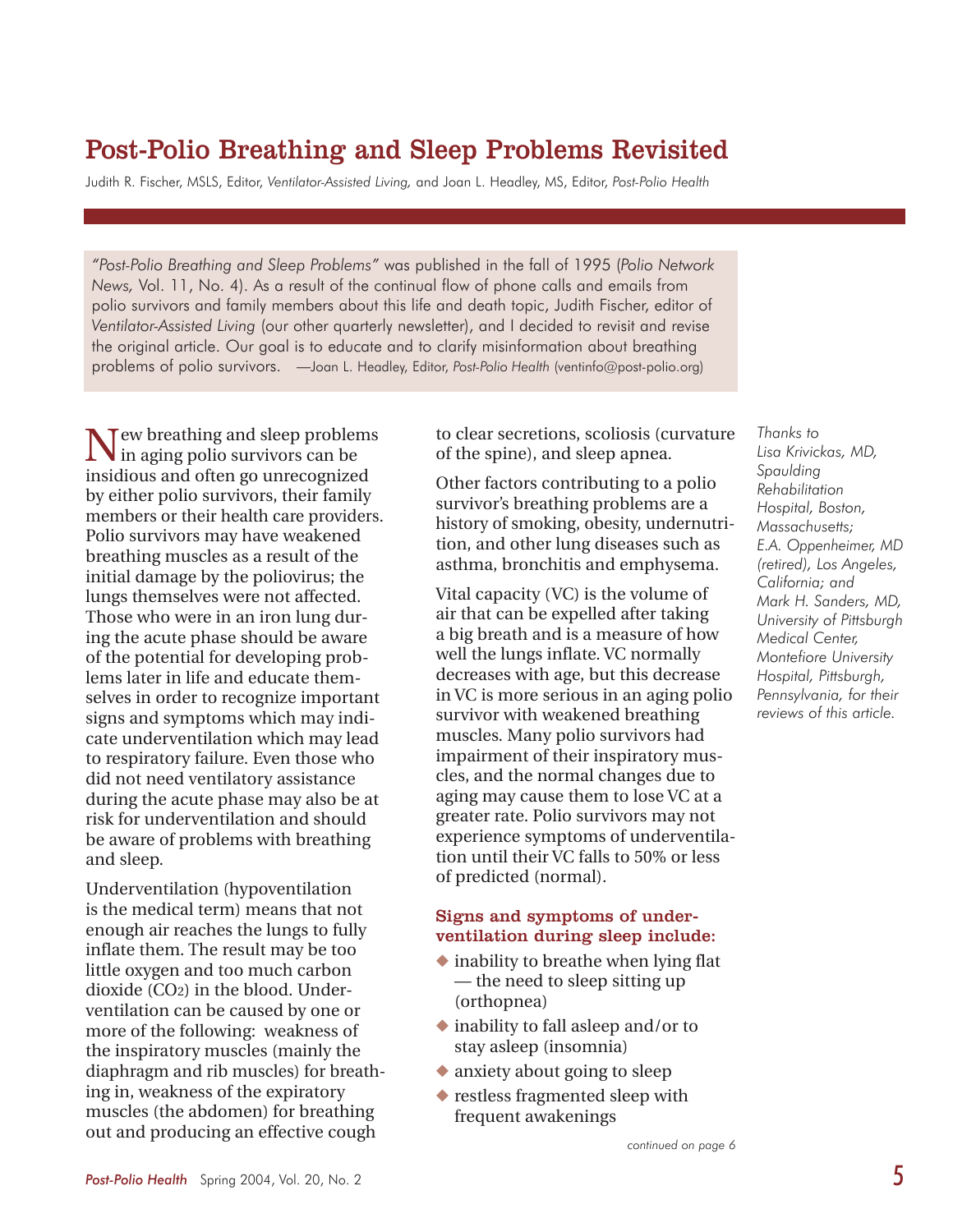# Post-Polio Breathing and Sleep Problems Revisited

Judith R. Fischer, MSLS, Editor, *Ventilator-Assisted Living,* and Joan L. Headley, MS, Editor, *Post-Polio Health*

*"Post-Polio Breathing and Sleep Problems"* was published in the fall of 1995 (*Polio Network News,* Vol. 11, No. 4). As a result of the continual flow of phone calls and emails from polio survivors and family members about this life and death topic, Judith Fischer, editor of *Ventilator-Assisted Living* (our other quarterly newsletter), and I decided to revisit and revise the original article. Our goal is to educate and to clarify misinformation about breathing problems of polio survivors. —Joan L. Headley, Editor, *Post-Polio Health* (ventinfo@post-polio.org)

New breathing and sleep problems in aging polio survivors can be insidious and often go unrecognized by either polio survivors, their family members or their health care providers. Polio survivors may have weakened breathing muscles as a result of the initial damage by the poliovirus; the lungs themselves were not affected. Those who were in an iron lung during the acute phase should be aware of the potential for developing problems later in life and educate themselves in order to recognize important signs and symptoms which may indicate underventilation which may lead to respiratory failure. Even those who did not need ventilatory assistance during the acute phase may also be at risk for underventilation and should be aware of problems with breathing and sleep.

Underventilation (hypoventilation is the medical term) means that not enough air reaches the lungs to fully inflate them. The result may be too little oxygen and too much carbon dioxide ($CO_2$) in the blood. Underventilation can be caused by one or more of the following: weakness of the inspiratory muscles (mainly the diaphragm and rib muscles) for breathing in, weakness of the expiratory muscles (the abdomen) for breathing out and producing an effective cough to clear secretions, scoliosis (curvature of the spine), and sleep apnea.

Other factors contributing to a polio survivor's breathing problems are a history of smoking, obesity, undernutrition, and other lung diseases such as asthma, bronchitis and emphysema.

Vital capacity (VC) is the volume of air that can be expelled after taking a big breath and is a measure of how well the lungs inflate. VC normally decreases with age, but this decrease in VC is more serious in an aging polio survivor with weakened breathing muscles. Many polio survivors had impairment of their inspiratory muscles, and the normal changes due to aging may cause them to lose VC at a greater rate. Polio survivors may not experience symptoms of underventilation until their VC falls to 50% or less of predicted (normal).

### Signs and symptoms of underventilation during sleep include:

- inability to breathe when lying flat — the need to sleep sitting up (orthopnea)
- inability to fall asleep and/or to stay asleep (insomnia)
- anxiety about going to sleep
- restless fragmented sleep with frequent awakenings

*continued on page 6*

*Thanks to Lisa Krivickas, MD, Spaulding Rehabilitation Hospital, Boston, Massachusetts; E.A. Oppenheimer, MD (retired), Los Angeles, California; and Mark H. Sanders, MD, University of Pittsburgh Medical Center, Montefiore University Hospital, Pittsburgh, Pennsylvania, for their reviews of this article.*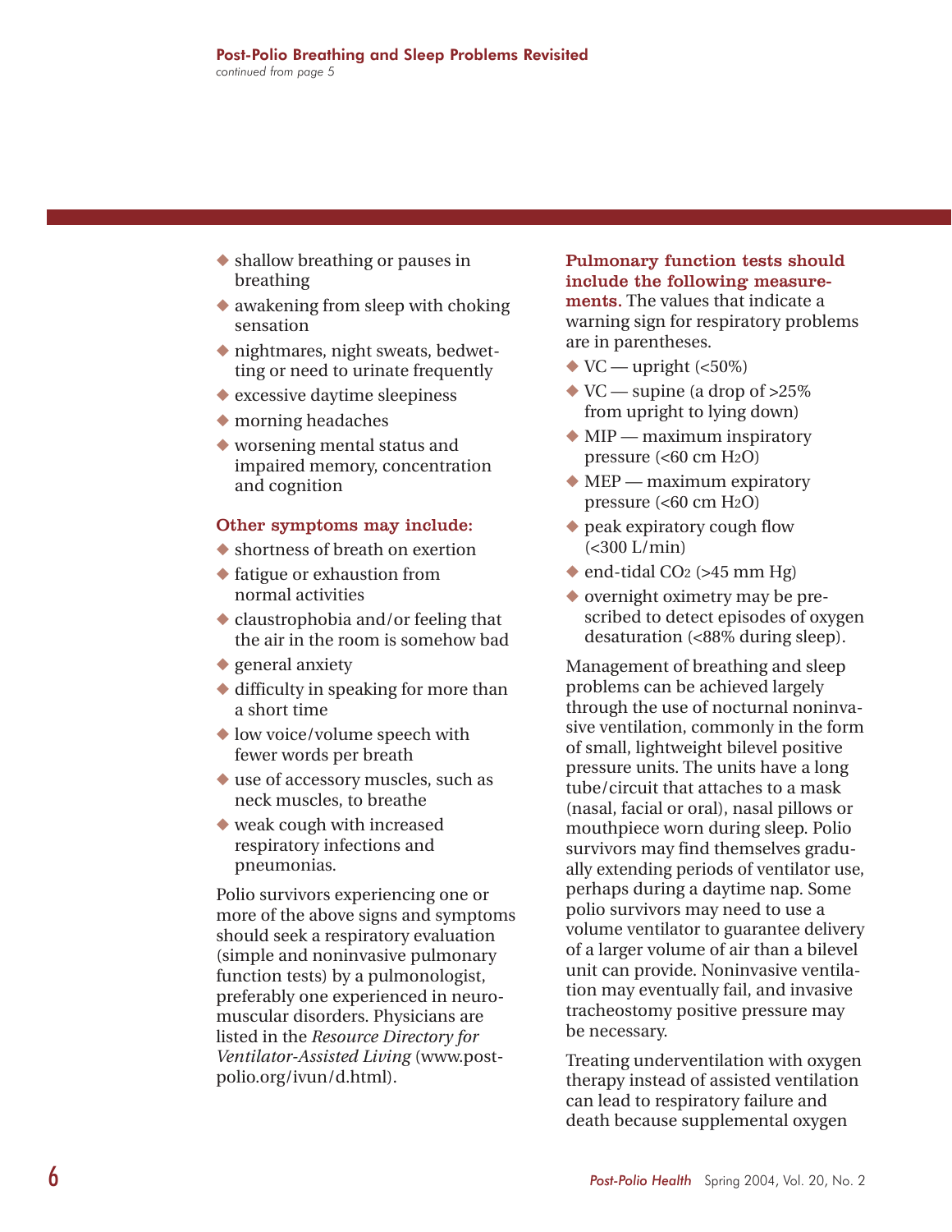- shallow breathing or pauses in breathing
- awakening from sleep with choking sensation
- nightmares, night sweats, bedwetting or need to urinate frequently
- excessive daytime sleepiness
- morning headaches
- worsening mental status and impaired memory, concentration and cognition

**Other symptoms may include:**

- shortness of breath on exertion
- fatigue or exhaustion from normal activities
- claustrophobia and/or feeling that the air in the room is somehow bad
- general anxiety
- difficulty in speaking for more than a short time
- low voice/volume speech with fewer words per breath
- use of accessory muscles, such as neck muscles, to breathe
- weak cough with increased respiratory infections and pneumonias.

Polio survivors experiencing one or more of the above signs and symptoms should seek a respiratory evaluation (simple and noninvasive pulmonary function tests) by a pulmonologist, preferably one experienced in neuromuscular disorders. Physicians are listed in the *Resource Directory for Ventilator-Assisted Living* (www.post-polio.org/ivun/d.html).

**Pulmonary function tests should include the following measurements.** The values that indicate a warning sign for respiratory problems are in parentheses.

- VC — upright (<50%)
- VC — supine (a drop of >25% from upright to lying down)
- MIP — maximum inspiratory pressure (<60 cm $H_2O$)
- MEP — maximum expiratory pressure (<60 cm $H_2O$)
- peak expiratory cough flow (<300 L/min)
- end-tidal $CO_2$ (>45 mm Hg)
- overnight oximetry may be prescribed to detect episodes of oxygen desaturation (<88% during sleep).

Management of breathing and sleep problems can be achieved largely through the use of nocturnal noninvasive ventilation, commonly in the form of small, lightweight bilevel positive pressure units. The units have a long tube/circuit that attaches to a mask (nasal, facial or oral), nasal pillows or mouthpiece worn during sleep. Polio survivors may find themselves gradually extending periods of ventilator use, perhaps during a daytime nap. Some polio survivors may need to use a volume ventilator to guarantee delivery of a larger volume of air than a bilevel unit can provide. Noninvasive ventilation may eventually fail, and invasive tracheostomy positive pressure may be necessary.

Treating underventilation with oxygen therapy instead of assisted ventilation can lead to respiratory failure and death because supplemental oxygen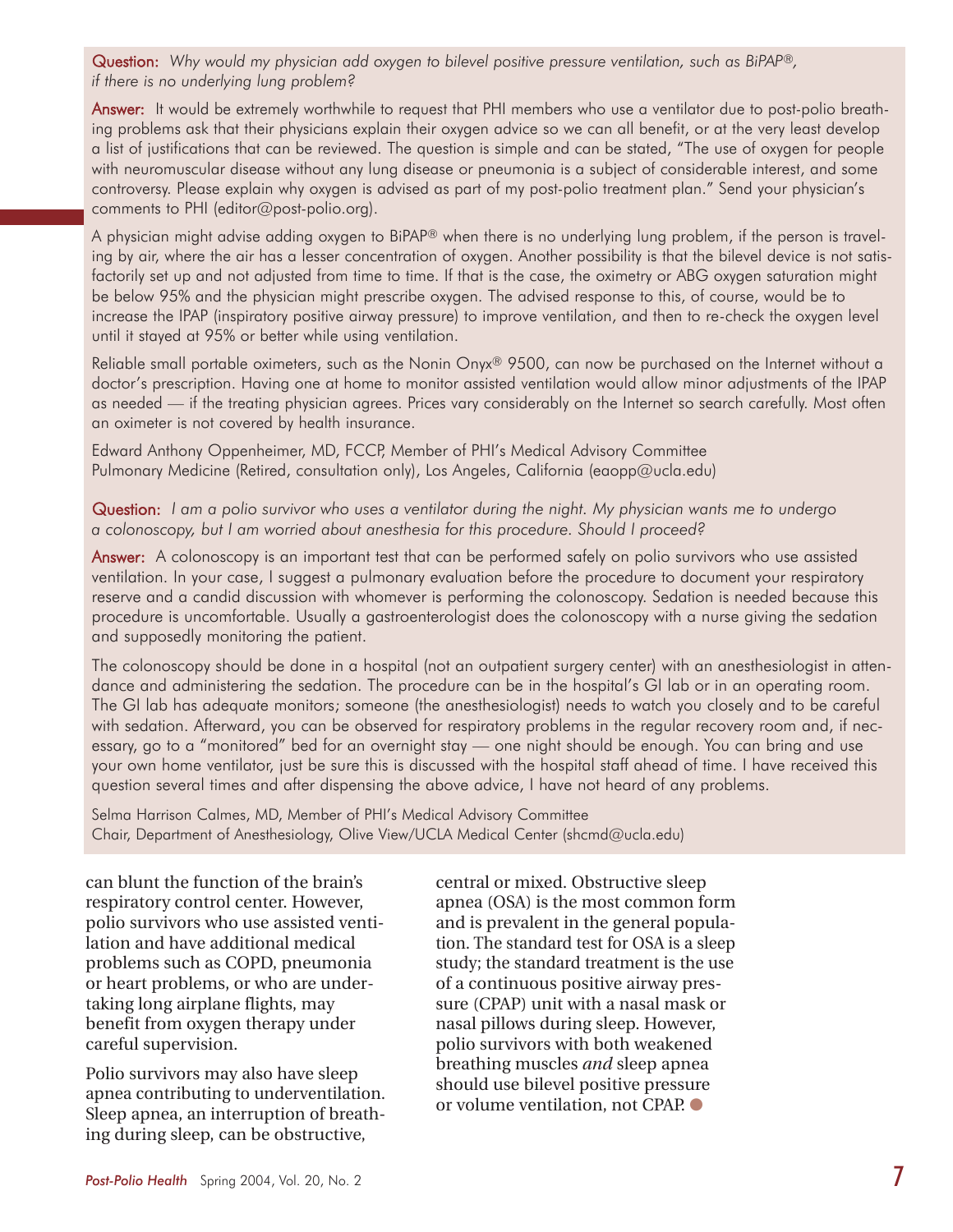**Question:** *Why would my physician add oxygen to bilevel positive pressure ventilation, such as BiPAP®, if there is no underlying lung problem?*

**Answer:** It would be extremely worthwhile to request that PHI members who use a ventilator due to post-polio breathing problems ask that their physicians explain their oxygen advice so we can all benefit, or at the very least develop a list of justifications that can be reviewed. The question is simple and can be stated, "The use of oxygen for people with neuromuscular disease without any lung disease or pneumonia is a subject of considerable interest, and some controversy. Please explain why oxygen is advised as part of my post-polio treatment plan." Send your physician's comments to PHI (editor@post-polio.org).

A physician might advise adding oxygen to BiPAP® when there is no underlying lung problem, if the person is traveling by air, where the air has a lesser concentration of oxygen. Another possibility is that the bilevel device is not satisfactorily set up and not adjusted from time to time. If that is the case, the oximetry or ABG oxygen saturation might be below 95% and the physician might prescribe oxygen. The advised response to this, of course, would be to increase the IPAP (inspiratory positive airway pressure) to improve ventilation, and then to re-check the oxygen level until it stayed at 95% or better while using ventilation.

Reliable small portable oximeters, such as the Nonin Onyx® 9500, can now be purchased on the Internet without a doctor's prescription. Having one at home to monitor assisted ventilation would allow minor adjustments of the IPAP as needed — if the treating physician agrees. Prices vary considerably on the Internet so search carefully. Most often an oximeter is not covered by health insurance.

Edward Anthony Oppenheimer, MD, FCCP, Member of PHI's Medical Advisory Committee
Pulmonary Medicine (Retired, consultation only), Los Angeles, California (eaopp@ucla.edu)

**Question:** *I am a polio survivor who uses a ventilator during the night. My physician wants me to undergo a colonoscopy, but I am worried about anesthesia for this procedure. Should I proceed?*

**Answer:** A colonoscopy is an important test that can be performed safely on polio survivors who use assisted ventilation. In your case, I suggest a pulmonary evaluation before the procedure to document your respiratory reserve and a candid discussion with whomever is performing the colonoscopy. Sedation is needed because this procedure is uncomfortable. Usually a gastroenterologist does the colonoscopy with a nurse giving the sedation and supposedly monitoring the patient.

The colonoscopy should be done in a hospital (not an outpatient surgery center) with an anesthesiologist in attendance and administering the sedation. The procedure can be in the hospital's GI lab or in an operating room. The GI lab has adequate monitors; someone (the anesthesiologist) needs to watch you closely and to be careful with sedation. Afterward, you can be observed for respiratory problems in the regular recovery room and, if necessary, go to a "monitored" bed for an overnight stay — one night should be enough. You can bring and use your own home ventilator, just be sure this is discussed with the hospital staff ahead of time. I have received this question several times and after dispensing the above advice, I have not heard of any problems.

Selma Harrison Calmes, MD, Member of PHI's Medical Advisory Committee
Chair, Department of Anesthesiology, Olive View/UCLA Medical Center (shcmd@ucla.edu)

can blunt the function of the brain's respiratory control center. However, polio survivors who use assisted ventilation and have additional medical problems such as COPD, pneumonia or heart problems, or who are undertaking long airplane flights, may benefit from oxygen therapy under careful supervision.

Polio survivors may also have sleep apnea contributing to underventilation. Sleep apnea, an interruption of breathing during sleep, can be obstructive, central or mixed. Obstructive sleep apnea (OSA) is the most common form and is prevalent in the general population. The standard test for OSA is a sleep study; the standard treatment is the use of a continuous positive airway pressure (CPAP) unit with a nasal mask or nasal pillows during sleep. However, polio survivors with both weakened breathing muscles *and* sleep apnea should use bilevel positive pressure or volume ventilation, not CPAP.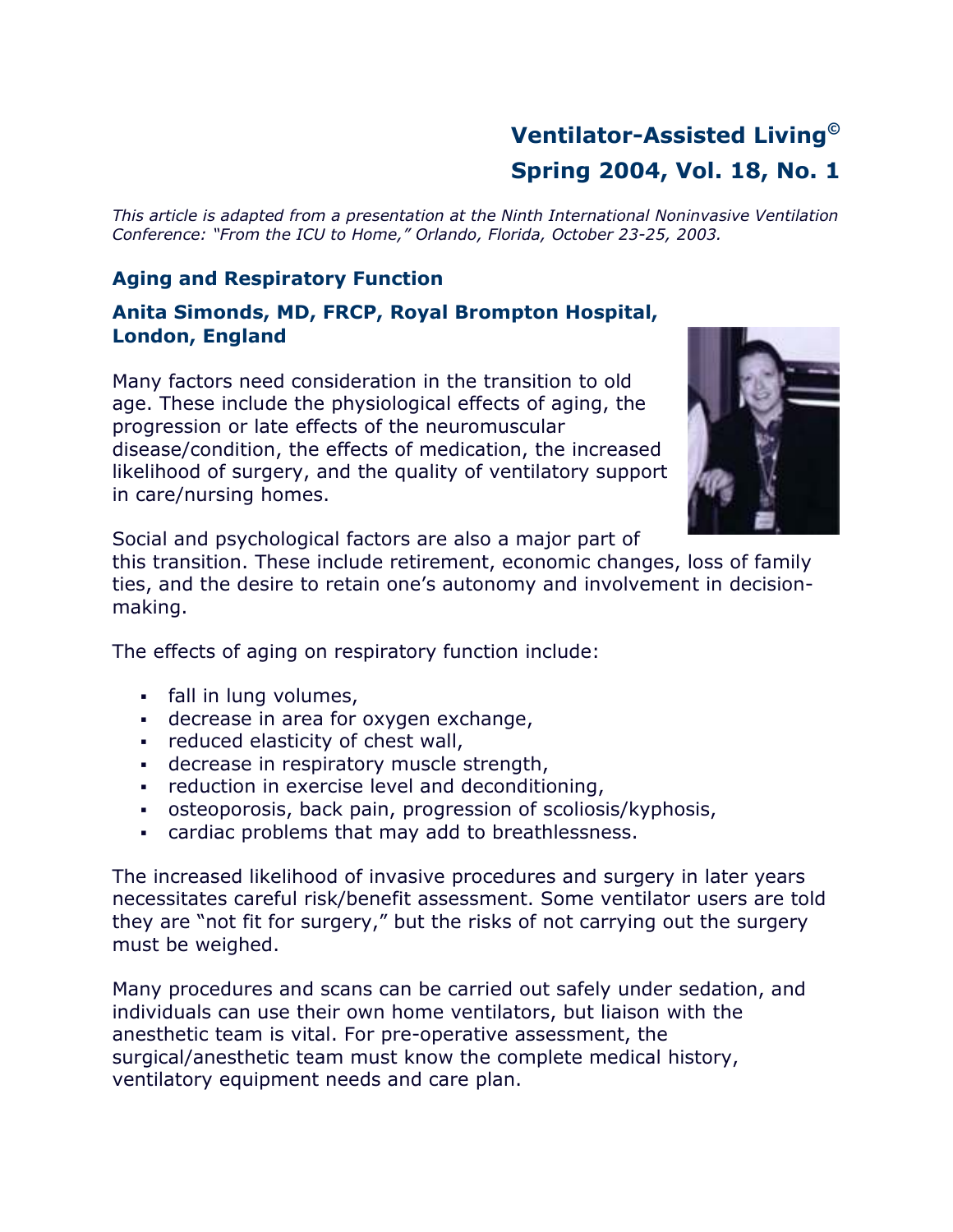# Ventilator-Assisted Living©
# Spring 2004, Vol. 18, No. 1

*This article is adapted from a presentation at the Ninth International Noninvasive Ventilation Conference: "From the ICU to Home," Orlando, Florida, October 23-25, 2003.*

### Aging and Respiratory Function

### Anita Simonds, MD, FRCP, Royal Brompton Hospital, London, England

Many factors need consideration in the transition to old age. These include the physiological effects of aging, the progression or late effects of the neuromuscular disease/condition, the effects of medication, the increased likelihood of surgery, and the quality of ventilatory support in care/nursing homes.

Social and psychological factors are also a major part of this transition. These include retirement, economic changes, loss of family ties, and the desire to retain one's autonomy and involvement in decision-making.

The effects of aging on respiratory function include:

- fall in lung volumes,
- decrease in area for oxygen exchange,
- reduced elasticity of chest wall,
- decrease in respiratory muscle strength,
- reduction in exercise level and deconditioning,
- osteoporosis, back pain, progression of scoliosis/kyphosis,
- cardiac problems that may add to breathlessness.

The increased likelihood of invasive procedures and surgery in later years necessitates careful risk/benefit assessment. Some ventilator users are told they are "not fit for surgery," but the risks of not carrying out the surgery must be weighed.

Many procedures and scans can be carried out safely under sedation, and individuals can use their own home ventilators, but liaison with the anesthetic team is vital. For pre-operative assessment, the surgical/anesthetic team must know the complete medical history, ventilatory equipment needs and care plan.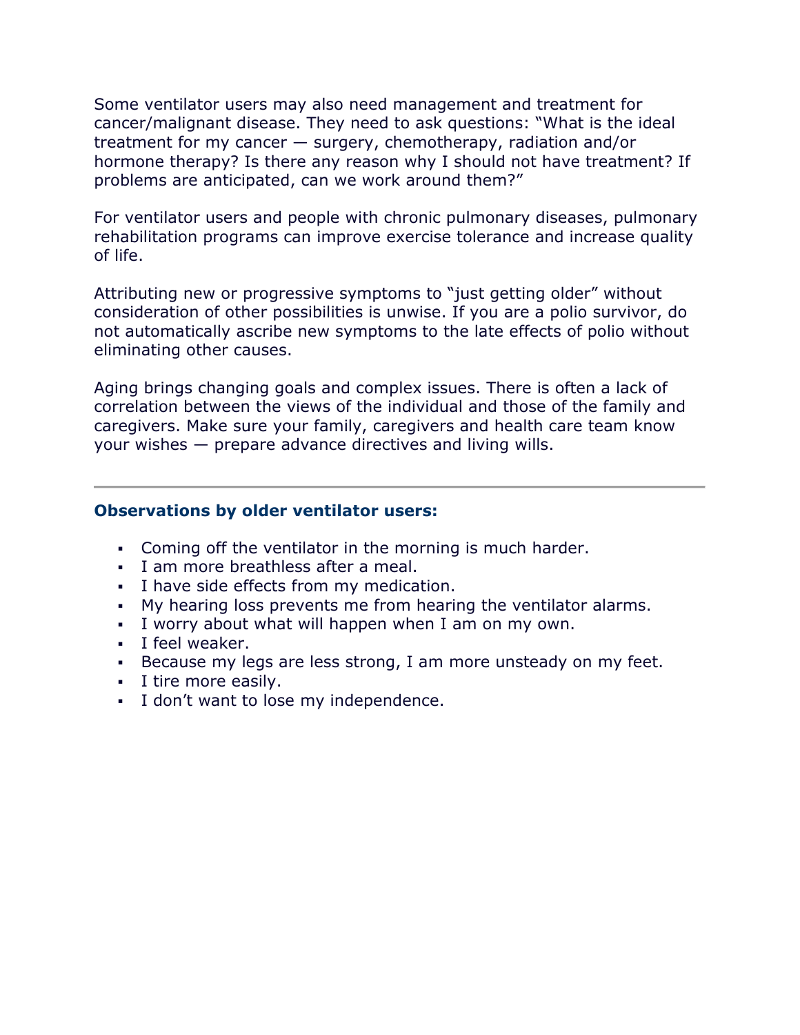Some ventilator users may also need management and treatment for cancer/malignant disease. They need to ask questions: "What is the ideal treatment for my cancer — surgery, chemotherapy, radiation and/or hormone therapy? Is there any reason why I should not have treatment? If problems are anticipated, can we work around them?"

For ventilator users and people with chronic pulmonary diseases, pulmonary rehabilitation programs can improve exercise tolerance and increase quality of life.

Attributing new or progressive symptoms to "just getting older" without consideration of other possibilities is unwise. If you are a polio survivor, do not automatically ascribe new symptoms to the late effects of polio without eliminating other causes.

Aging brings changing goals and complex issues. There is often a lack of correlation between the views of the individual and those of the family and caregivers. Make sure your family, caregivers and health care team know your wishes — prepare advance directives and living wills.

---

### Observations by older ventilator users:

- Coming off the ventilator in the morning is much harder.
- I am more breathless after a meal.
- I have side effects from my medication.
- My hearing loss prevents me from hearing the ventilator alarms.
- I worry about what will happen when I am on my own.
- I feel weaker.
- Because my legs are less strong, I am more unsteady on my feet.
- I tire more easily.
- I don't want to lose my independence.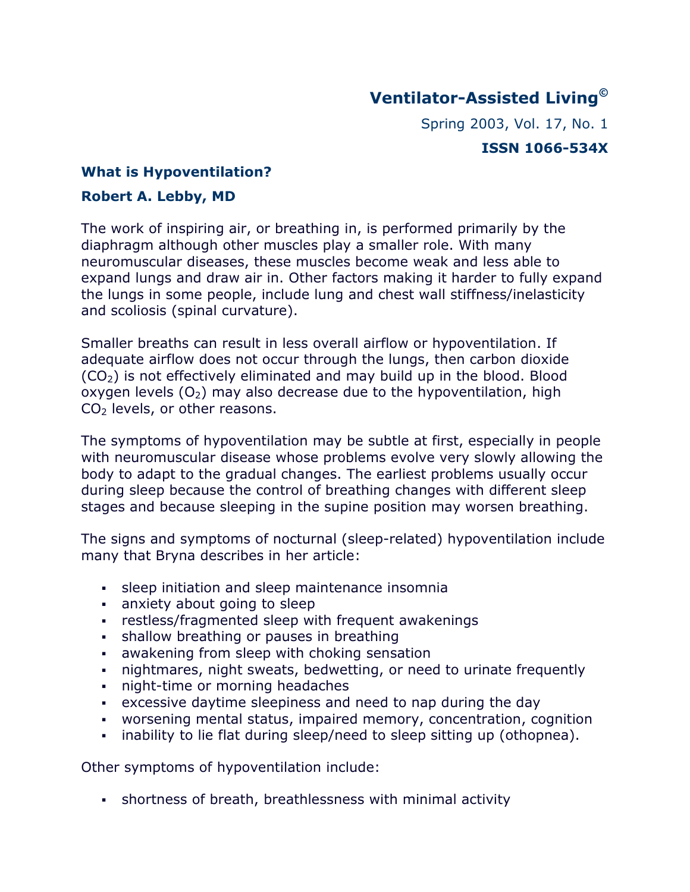# Ventilator-Assisted Living©

Spring 2003, Vol. 17, No. 1

**ISSN 1066-534X**

## What is Hypoventilation?

**Robert A. Lebby, MD**

The work of inspiring air, or breathing in, is performed primarily by the diaphragm although other muscles play a smaller role. With many neuromuscular diseases, these muscles become weak and less able to expand lungs and draw air in. Other factors making it harder to fully expand the lungs in some people, include lung and chest wall stiffness/inelasticity and scoliosis (spinal curvature).

Smaller breaths can result in less overall airflow or hypoventilation. If adequate airflow does not occur through the lungs, then carbon dioxide ($CO_2$) is not effectively eliminated and may build up in the blood. Blood oxygen levels ($O_2$) may also decrease due to the hypoventilation, high $CO_2$ levels, or other reasons.

The symptoms of hypoventilation may be subtle at first, especially in people with neuromuscular disease whose problems evolve very slowly allowing the body to adapt to the gradual changes. The earliest problems usually occur during sleep because the control of breathing changes with different sleep stages and because sleeping in the supine position may worsen breathing.

The signs and symptoms of nocturnal (sleep-related) hypoventilation include many that Bryna describes in her article:

- sleep initiation and sleep maintenance insomnia
- anxiety about going to sleep
- restless/fragmented sleep with frequent awakenings
- shallow breathing or pauses in breathing
- awakening from sleep with choking sensation
- nightmares, night sweats, bedwetting, or need to urinate frequently
- night-time or morning headaches
- excessive daytime sleepiness and need to nap during the day
- worsening mental status, impaired memory, concentration, cognition
- inability to lie flat during sleep/need to sleep sitting up (othopnea).

Other symptoms of hypoventilation include:

- shortness of breath, breathlessness with minimal activity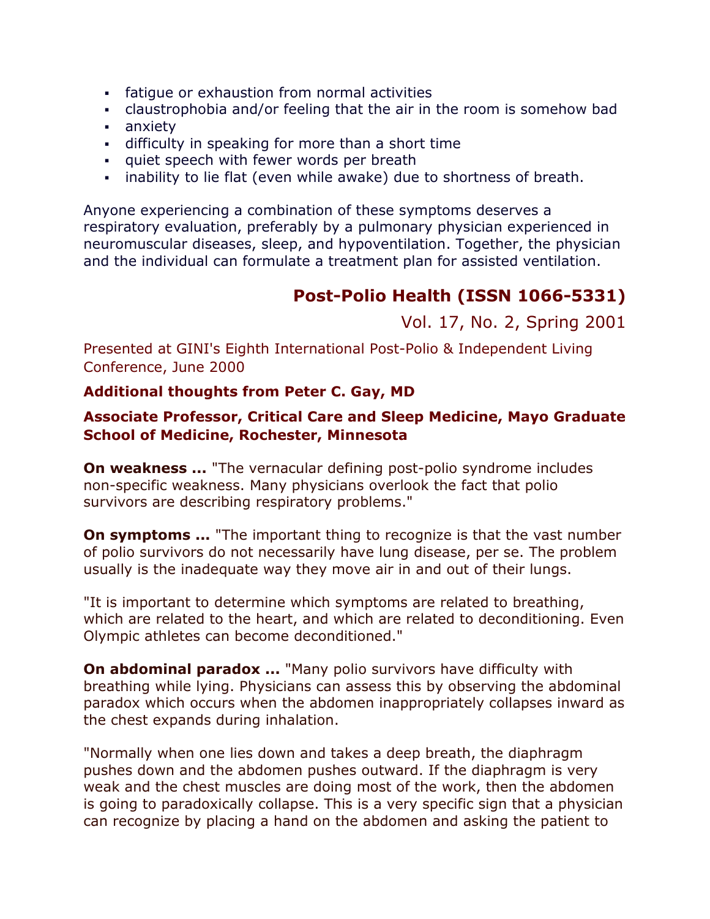- fatigue or exhaustion from normal activities
- claustrophobia and/or feeling that the air in the room is somehow bad
- anxiety
- difficulty in speaking for more than a short time
- quiet speech with fewer words per breath
- inability to lie flat (even while awake) due to shortness of breath.

Anyone experiencing a combination of these symptoms deserves a respiratory evaluation, preferably by a pulmonary physician experienced in neuromuscular diseases, sleep, and hypoventilation. Together, the physician and the individual can formulate a treatment plan for assisted ventilation.

**Post-Polio Health (ISSN 1066-5331)**

Vol. 17, No. 2, Spring 2001

Presented at GINI's Eighth International Post-Polio & Independent Living Conference, June 2000

**Additional thoughts from Peter C. Gay, MD**

**Associate Professor, Critical Care and Sleep Medicine, Mayo Graduate School of Medicine, Rochester, Minnesota**

**On weakness ...** "The vernacular defining post-polio syndrome includes non-specific weakness. Many physicians overlook the fact that polio survivors are describing respiratory problems."

**On symptoms ...** "The important thing to recognize is that the vast number of polio survivors do not necessarily have lung disease, per se. The problem usually is the inadequate way they move air in and out of their lungs.

"It is important to determine which symptoms are related to breathing, which are related to the heart, and which are related to deconditioning. Even Olympic athletes can become deconditioned."

**On abdominal paradox ...** "Many polio survivors have difficulty with breathing while lying. Physicians can assess this by observing the abdominal paradox which occurs when the abdomen inappropriately collapses inward as the chest expands during inhalation.

"Normally when one lies down and takes a deep breath, the diaphragm pushes down and the abdomen pushes outward. If the diaphragm is very weak and the chest muscles are doing most of the work, then the abdomen is going to paradoxically collapse. This is a very specific sign that a physician can recognize by placing a hand on the abdomen and asking the patient to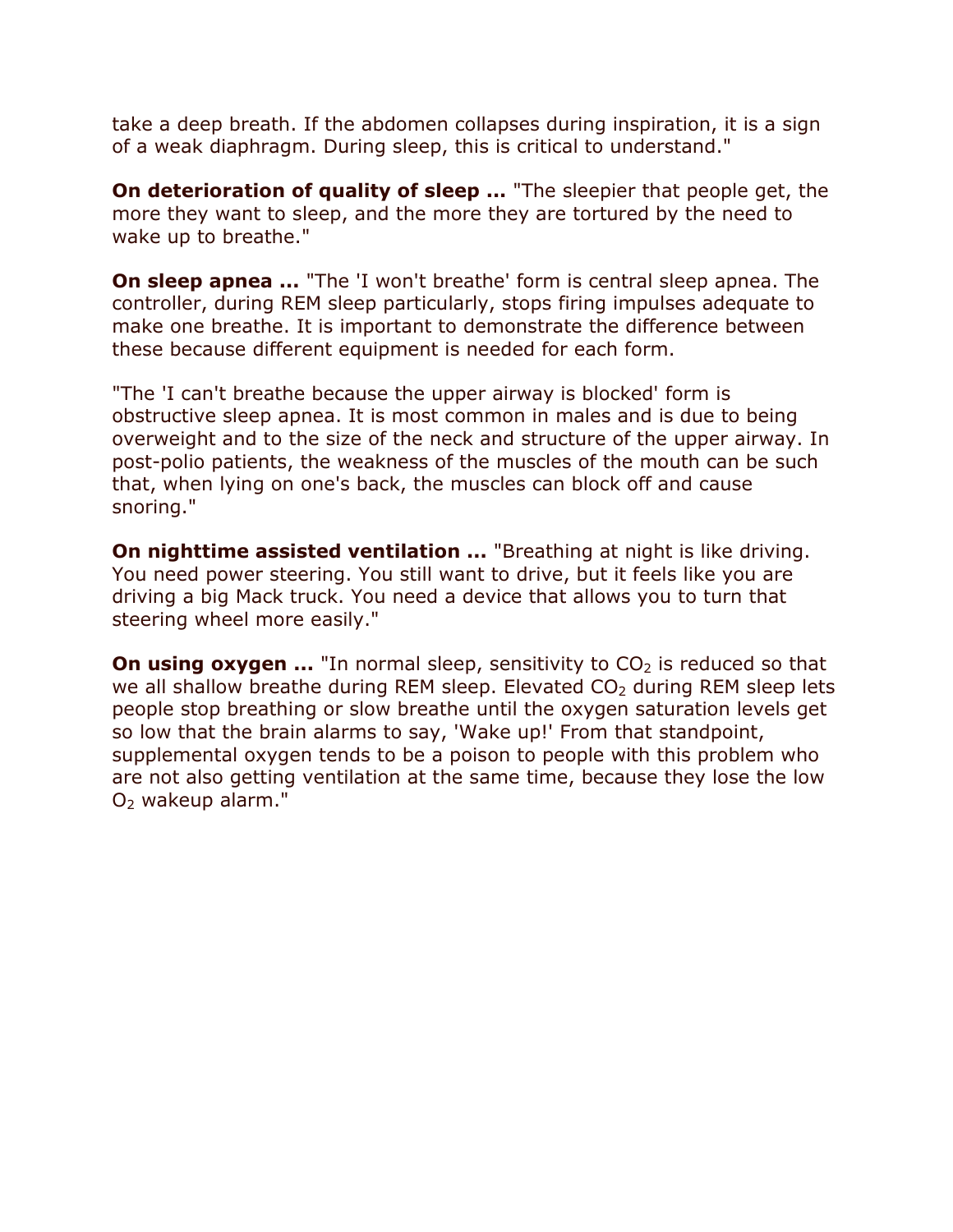take a deep breath. If the abdomen collapses during inspiration, it is a sign of a weak diaphragm. During sleep, this is critical to understand."

**On deterioration of quality of sleep ...** "The sleepier that people get, the more they want to sleep, and the more they are tortured by the need to wake up to breathe."

**On sleep apnea ...** "The 'I won't breathe' form is central sleep apnea. The controller, during REM sleep particularly, stops firing impulses adequate to make one breathe. It is important to demonstrate the difference between these because different equipment is needed for each form.

"The 'I can't breathe because the upper airway is blocked' form is obstructive sleep apnea. It is most common in males and is due to being overweight and to the size of the neck and structure of the upper airway. In post-polio patients, the weakness of the muscles of the mouth can be such that, when lying on one's back, the muscles can block off and cause snoring."

**On nighttime assisted ventilation ...** "Breathing at night is like driving. You need power steering. You still want to drive, but it feels like you are driving a big Mack truck. You need a device that allows you to turn that steering wheel more easily."

**On using oxygen ...** "In normal sleep, sensitivity to $CO_2$ is reduced so that we all shallow breathe during REM sleep. Elevated $CO_2$ during REM sleep lets people stop breathing or slow breathe until the oxygen saturation levels get so low that the brain alarms to say, 'Wake up!' From that standpoint, supplemental oxygen tends to be a poison to people with this problem who are not also getting ventilation at the same time, because they lose the low $O_2$ wakeup alarm."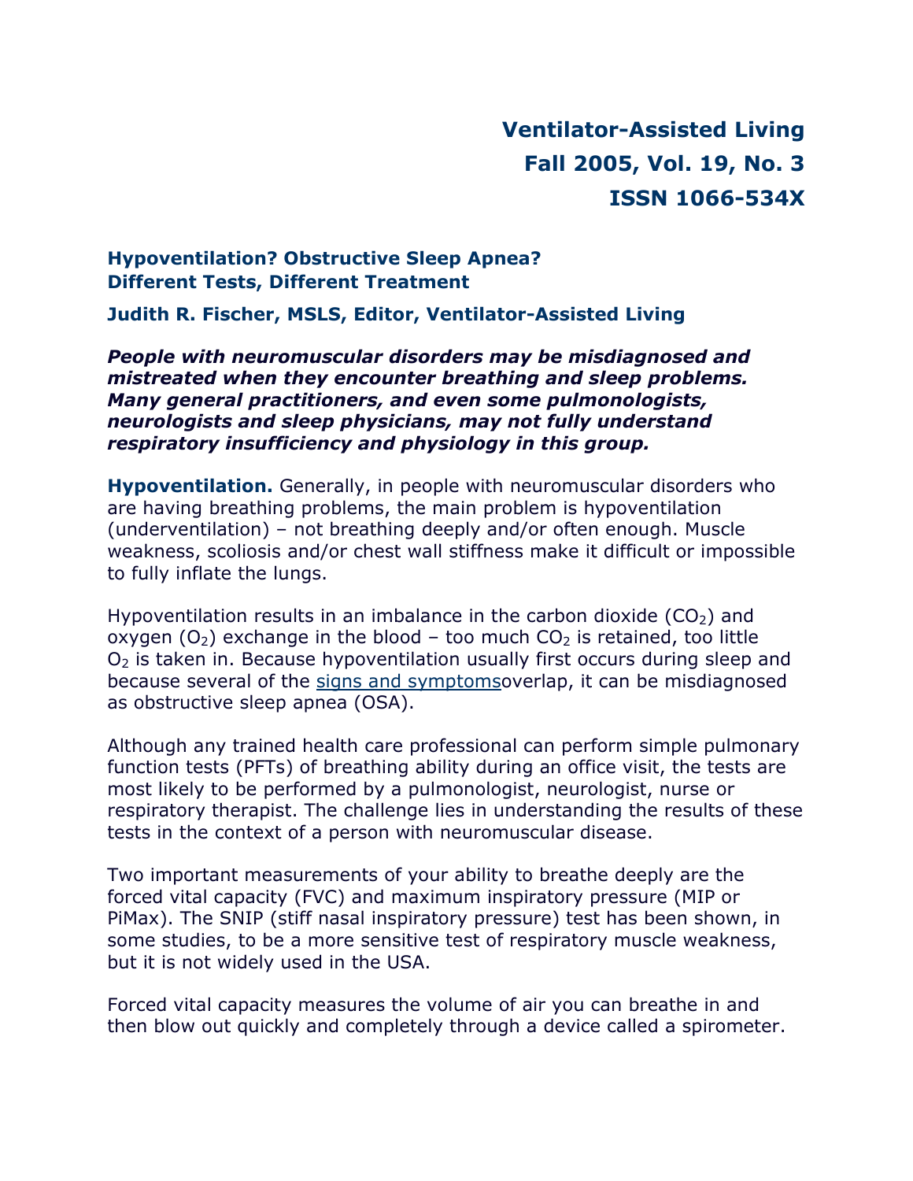**Ventilator-Assisted Living**
**Fall 2005, Vol. 19, No. 3**
**ISSN 1066-534X**

## Hypoventilation? Obstructive Sleep Apnea? Different Tests, Different Treatment

**Judith R. Fischer, MSLS, Editor, Ventilator-Assisted Living**

***People with neuromuscular disorders may be misdiagnosed and mistreated when they encounter breathing and sleep problems. Many general practitioners, and even some pulmonologists, neurologists and sleep physicians, may not fully understand respiratory insufficiency and physiology in this group.***

**Hypoventilation.** Generally, in people with neuromuscular disorders who are having breathing problems, the main problem is hypoventilation (underventilation) – not breathing deeply and/or often enough. Muscle weakness, scoliosis and/or chest wall stiffness make it difficult or impossible to fully inflate the lungs.

Hypoventilation results in an imbalance in the carbon dioxide ($CO_2$) and oxygen ($O_2$) exchange in the blood – too much $CO_2$ is retained, too little $O_2$ is taken in. Because hypoventilation usually first occurs during sleep and because several of the signs and symptomsoverlap, it can be misdiagnosed as obstructive sleep apnea (OSA).

Although any trained health care professional can perform simple pulmonary function tests (PFTs) of breathing ability during an office visit, the tests are most likely to be performed by a pulmonologist, neurologist, nurse or respiratory therapist. The challenge lies in understanding the results of these tests in the context of a person with neuromuscular disease.

Two important measurements of your ability to breathe deeply are the forced vital capacity (FVC) and maximum inspiratory pressure (MIP or PiMax). The SNIP (stiff nasal inspiratory pressure) test has been shown, in some studies, to be a more sensitive test of respiratory muscle weakness, but it is not widely used in the USA.

Forced vital capacity measures the volume of air you can breathe in and then blow out quickly and completely through a device called a spirometer.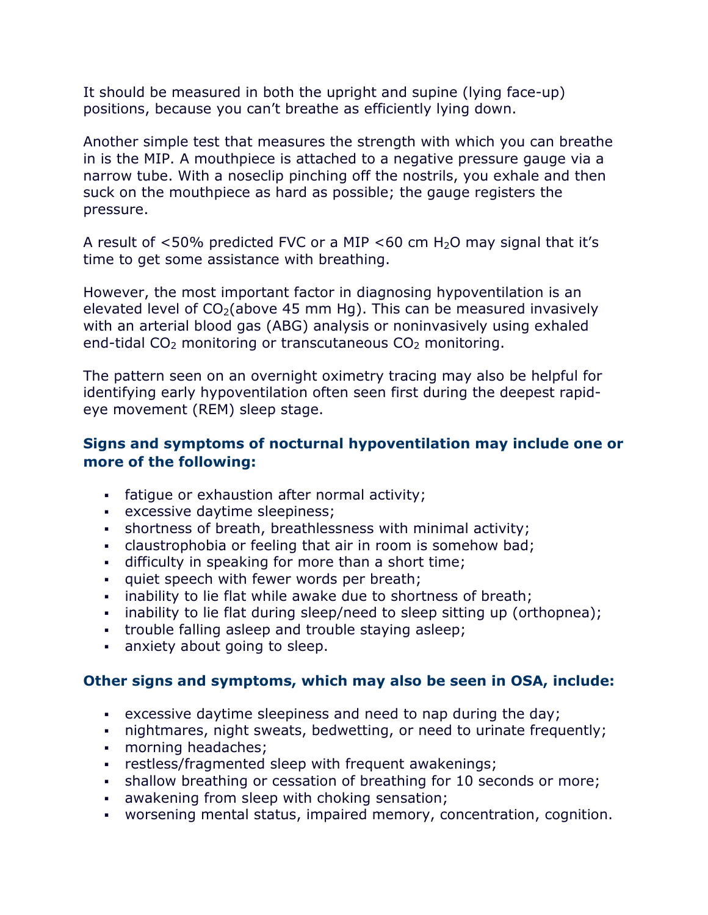It should be measured in both the upright and supine (lying face-up) positions, because you can't breathe as efficiently lying down.

Another simple test that measures the strength with which you can breathe in is the MIP. A mouthpiece is attached to a negative pressure gauge via a narrow tube. With a noseclip pinching off the nostrils, you exhale and then suck on the mouthpiece as hard as possible; the gauge registers the pressure.

A result of <50% predicted FVC or a MIP <60 cm $H_2O$ may signal that it's time to get some assistance with breathing.

However, the most important factor in diagnosing hypoventilation is an elevated level of $CO_2$(above 45 mm Hg). This can be measured invasively with an arterial blood gas (ABG) analysis or noninvasively using exhaled end-tidal $CO_2$ monitoring or transcutaneous $CO_2$ monitoring.

The pattern seen on an overnight oximetry tracing may also be helpful for identifying early hypoventilation often seen first during the deepest rapid-eye movement (REM) sleep stage.

**Signs and symptoms of nocturnal hypoventilation may include one or more of the following:**

- fatigue or exhaustion after normal activity;
- excessive daytime sleepiness;
- shortness of breath, breathlessness with minimal activity;
- claustrophobia or feeling that air in room is somehow bad;
- difficulty in speaking for more than a short time;
- quiet speech with fewer words per breath;
- inability to lie flat while awake due to shortness of breath;
- inability to lie flat during sleep/need to sleep sitting up (orthopnea);
- trouble falling asleep and trouble staying asleep;
- anxiety about going to sleep.

**Other signs and symptoms, which may also be seen in OSA, include:**

- excessive daytime sleepiness and need to nap during the day;
- nightmares, night sweats, bedwetting, or need to urinate frequently;
- morning headaches;
- restless/fragmented sleep with frequent awakenings;
- shallow breathing or cessation of breathing for 10 seconds or more;
- awakening from sleep with choking sensation;
- worsening mental status, impaired memory, concentration, cognition.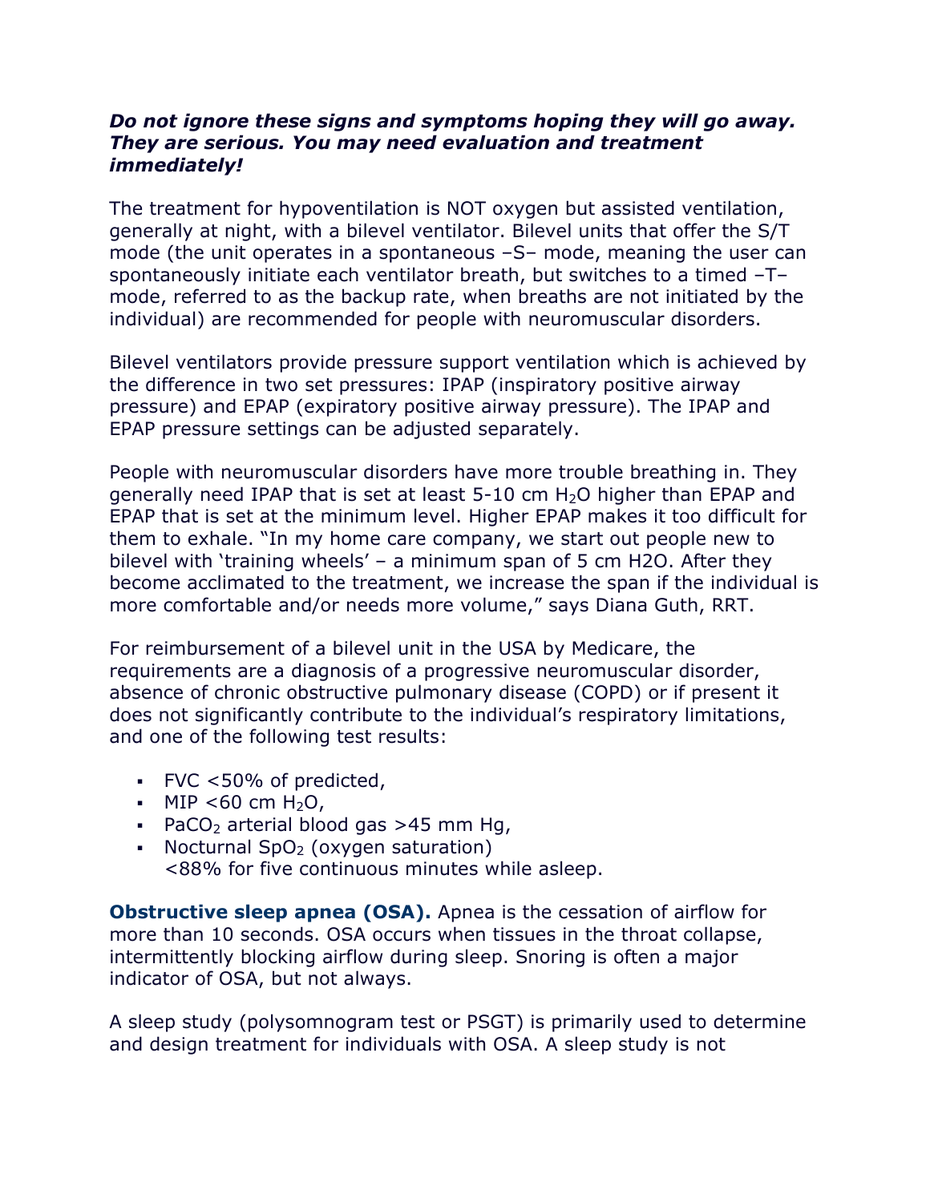***Do not ignore these signs and symptoms hoping they will go away. They are serious. You may need evaluation and treatment immediately!***

The treatment for hypoventilation is NOT oxygen but assisted ventilation, generally at night, with a bilevel ventilator. Bilevel units that offer the S/T mode (the unit operates in a spontaneous –S– mode, meaning the user can spontaneously initiate each ventilator breath, but switches to a timed –T– mode, referred to as the backup rate, when breaths are not initiated by the individual) are recommended for people with neuromuscular disorders.

Bilevel ventilators provide pressure support ventilation which is achieved by the difference in two set pressures: IPAP (inspiratory positive airway pressure) and EPAP (expiratory positive airway pressure). The IPAP and EPAP pressure settings can be adjusted separately.

People with neuromuscular disorders have more trouble breathing in. They generally need IPAP that is set at least 5-10 cm $H_2O$ higher than EPAP and EPAP that is set at the minimum level. Higher EPAP makes it too difficult for them to exhale. "In my home care company, we start out people new to bilevel with 'training wheels' – a minimum span of 5 cm H2O. After they become acclimated to the treatment, we increase the span if the individual is more comfortable and/or needs more volume," says Diana Guth, RRT.

For reimbursement of a bilevel unit in the USA by Medicare, the requirements are a diagnosis of a progressive neuromuscular disorder, absence of chronic obstructive pulmonary disease (COPD) or if present it does not significantly contribute to the individual's respiratory limitations, and one of the following test results:

- FVC <50% of predicted,
- MIP <60 cm $H_2O$,
- $PaCO_2$ arterial blood gas >45 mm Hg,
- Nocturnal $SpO_2$ (oxygen saturation) <88% for five continuous minutes while asleep.

**Obstructive sleep apnea (OSA).** Apnea is the cessation of airflow for more than 10 seconds. OSA occurs when tissues in the throat collapse, intermittently blocking airflow during sleep. Snoring is often a major indicator of OSA, but not always.

A sleep study (polysomnogram test or PSGT) is primarily used to determine and design treatment for individuals with OSA. A sleep study is not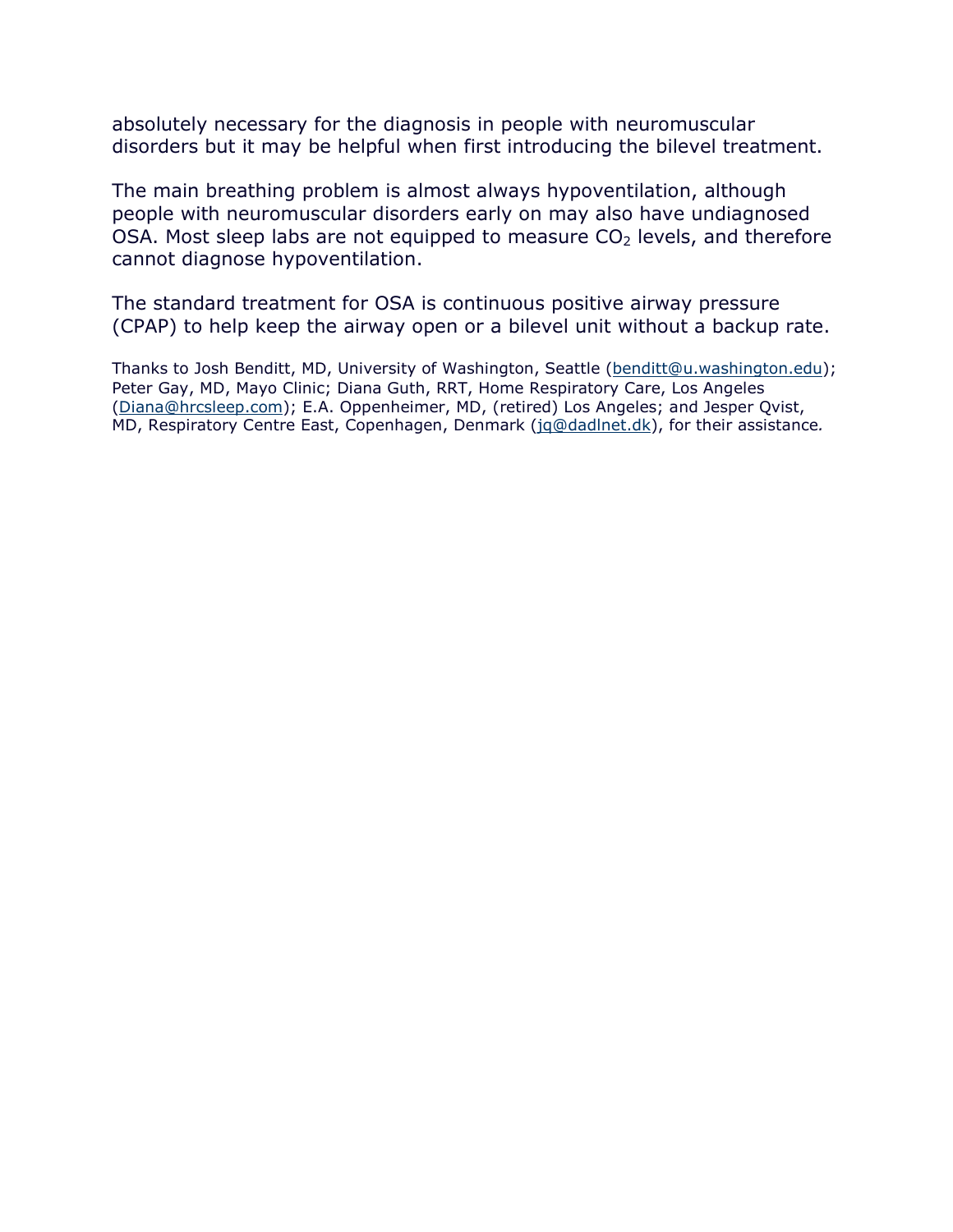absolutely necessary for the diagnosis in people with neuromuscular disorders but it may be helpful when first introducing the bilevel treatment.

The main breathing problem is almost always hypoventilation, although people with neuromuscular disorders early on may also have undiagnosed OSA. Most sleep labs are not equipped to measure $CO_2$ levels, and therefore cannot diagnose hypoventilation.

The standard treatment for OSA is continuous positive airway pressure (CPAP) to help keep the airway open or a bilevel unit without a backup rate.

Thanks to Josh Benditt, MD, University of Washington, Seattle (benditt@u.washington.edu); Peter Gay, MD, Mayo Clinic; Diana Guth, RRT, Home Respiratory Care, Los Angeles (Diana@hrcsleep.com); E.A. Oppenheimer, MD, (retired) Los Angeles; and Jesper Qvist, MD, Respiratory Centre East, Copenhagen, Denmark (jq@dadlnet.dk), for their assistance*.*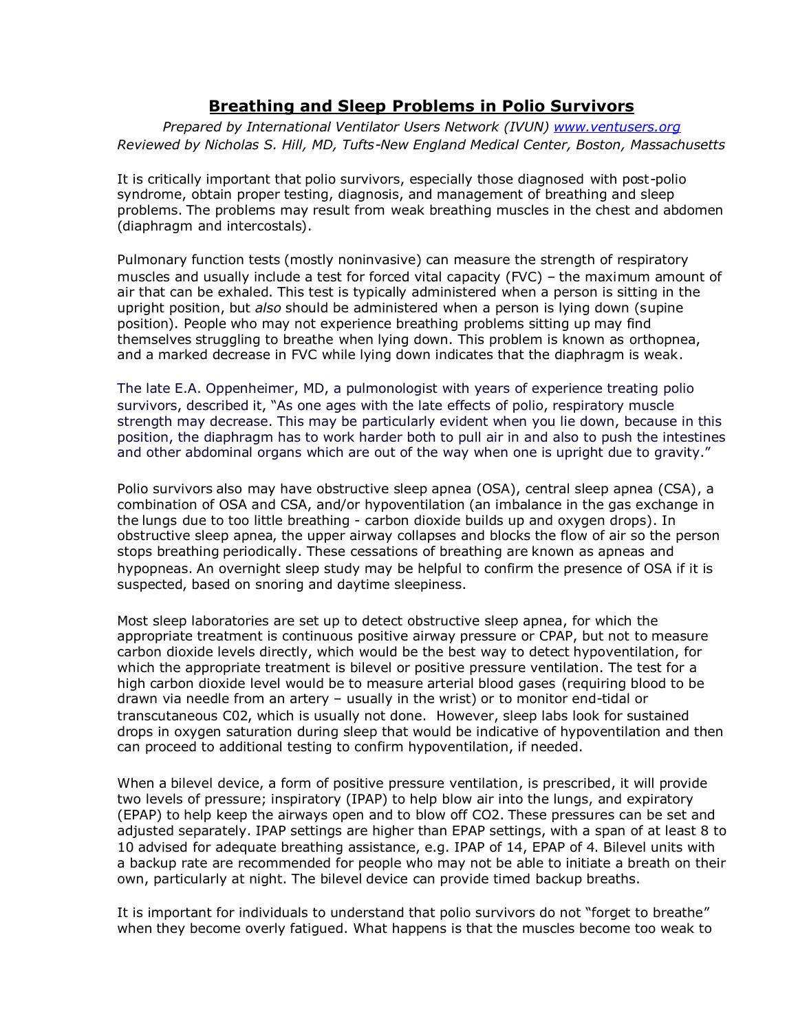# Breathing and Sleep Problems in Polio Survivors

*Prepared by International Ventilator Users Network (IVUN) [www.ventusers.org](http://www.ventusers.org)*
*Reviewed by Nicholas S. Hill, MD, Tufts-New England Medical Center, Boston, Massachusetts*

It is critically important that polio survivors, especially those diagnosed with post-polio syndrome, obtain proper testing, diagnosis, and management of breathing and sleep problems. The problems may result from weak breathing muscles in the chest and abdomen (diaphragm and intercostals).

Pulmonary function tests (mostly noninvasive) can measure the strength of respiratory muscles and usually include a test for forced vital capacity (FVC) – the maximum amount of air that can be exhaled. This test is typically administered when a person is sitting in the upright position, but *also* should be administered when a person is lying down (supine position). People who may not experience breathing problems sitting up may find themselves struggling to breathe when lying down. This problem is known as orthopnea, and a marked decrease in FVC while lying down indicates that the diaphragm is weak.

The late E.A. Oppenheimer, MD, a pulmonologist with years of experience treating polio survivors, described it, "As one ages with the late effects of polio, respiratory muscle strength may decrease. This may be particularly evident when you lie down, because in this position, the diaphragm has to work harder both to pull air in and also to push the intestines and other abdominal organs which are out of the way when one is upright due to gravity."

Polio survivors also may have obstructive sleep apnea (OSA), central sleep apnea (CSA), a combination of OSA and CSA, and/or hypoventilation (an imbalance in the gas exchange in the lungs due to too little breathing - carbon dioxide builds up and oxygen drops). In obstructive sleep apnea, the upper airway collapses and blocks the flow of air so the person stops breathing periodically. These cessations of breathing are known as apneas and hypopneas. An overnight sleep study may be helpful to confirm the presence of OSA if it is suspected, based on snoring and daytime sleepiness.

Most sleep laboratories are set up to detect obstructive sleep apnea, for which the appropriate treatment is continuous positive airway pressure or CPAP, but not to measure carbon dioxide levels directly, which would be the best way to detect hypoventilation, for which the appropriate treatment is bilevel or positive pressure ventilation. The test for a high carbon dioxide level would be to measure arterial blood gases (requiring blood to be drawn via needle from an artery – usually in the wrist) or to monitor end-tidal or transcutaneous C02, which is usually not done. However, sleep labs look for sustained drops in oxygen saturation during sleep that would be indicative of hypoventilation and then can proceed to additional testing to confirm hypoventilation, if needed.

When a bilevel device, a form of positive pressure ventilation, is prescribed, it will provide two levels of pressure; inspiratory (IPAP) to help blow air into the lungs, and expiratory (EPAP) to help keep the airways open and to blow off $CO_2$. These pressures can be set and adjusted separately. IPAP settings are higher than EPAP settings, with a span of at least 8 to 10 advised for adequate breathing assistance, e.g. IPAP of 14, EPAP of 4. Bilevel units with a backup rate are recommended for people who may not be able to initiate a breath on their own, particularly at night. The bilevel device can provide timed backup breaths.

It is important for individuals to understand that polio survivors do not "forget to breathe" when they become overly fatigued. What happens is that the muscles become too weak to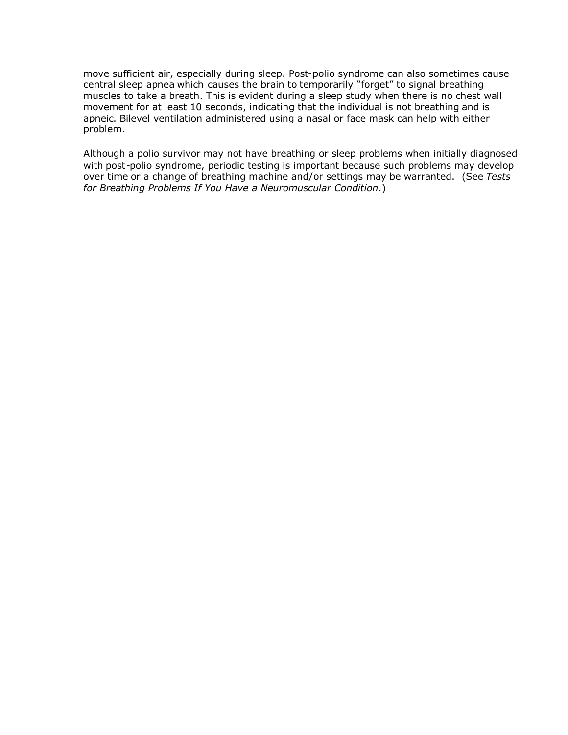move sufficient air, especially during sleep. Post-polio syndrome can also sometimes cause central sleep apnea which causes the brain to temporarily "forget" to signal breathing muscles to take a breath. This is evident during a sleep study when there is no chest wall movement for at least 10 seconds, indicating that the individual is not breathing and is apneic. Bilevel ventilation administered using a nasal or face mask can help with either problem.

Although a polio survivor may not have breathing or sleep problems when initially diagnosed with post-polio syndrome, periodic testing is important because such problems may develop over time or a change of breathing machine and/or settings may be warranted. (See *Tests for Breathing Problems If You Have a Neuromuscular Condition*.)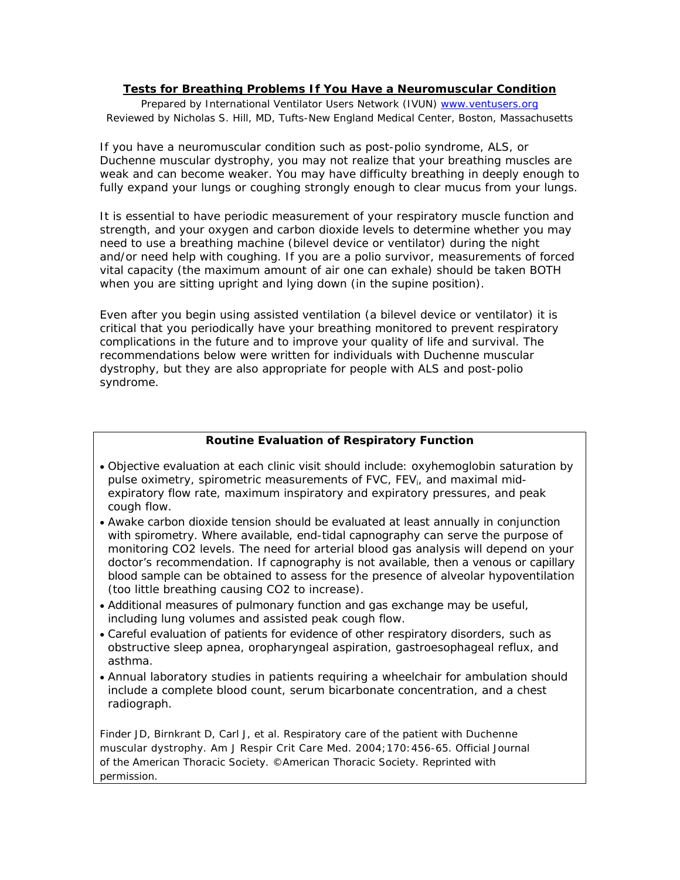## Tests for Breathing Problems If You Have a Neuromuscular Condition

Prepared by International Ventilator Users Network (IVUN) www.ventusers.org
Reviewed by Nicholas S. Hill, MD, Tufts-New England Medical Center, Boston, Massachusetts

If you have a neuromuscular condition such as post-polio syndrome, ALS, or Duchenne muscular dystrophy, you may not realize that your breathing muscles are weak and can become weaker. You may have difficulty breathing in deeply enough to fully expand your lungs or coughing strongly enough to clear mucus from your lungs.

It is essential to have periodic measurement of your respiratory muscle function and strength, and your oxygen and carbon dioxide levels to determine whether you may need to use a breathing machine (bilevel device or ventilator) during the night and/or need help with coughing. If you are a polio survivor, measurements of forced vital capacity (the maximum amount of air one can exhale) should be taken BOTH when you are sitting upright and lying down (in the supine position).

Even after you begin using assisted ventilation (a bilevel device or ventilator) it is critical that you periodically have your breathing monitored to prevent respiratory complications in the future and to improve your quality of life and survival. The recommendations below were written for individuals with Duchenne muscular dystrophy, but they are also appropriate for people with ALS and post-polio syndrome.

**Routine Evaluation of Respiratory Function**

- Objective evaluation at each clinic visit should include: oxyhemoglobin saturation by pulse oximetry, spirometric measurements of FVC, $FEV_i$, and maximal mid-expiratory flow rate, maximum inspiratory and expiratory pressures, and peak cough flow.
- Awake carbon dioxide tension should be evaluated at least annually in conjunction with spirometry. Where available, end-tidal capnography can serve the purpose of monitoring CO2 levels. The need for arterial blood gas analysis will depend on your doctor's recommendation. If capnography is not available, then a venous or capillary blood sample can be obtained to assess for the presence of alveolar hypoventilation (too little breathing causing CO2 to increase).
- Additional measures of pulmonary function and gas exchange may be useful, including lung volumes and assisted peak cough flow.
- Careful evaluation of patients for evidence of other respiratory disorders, such as obstructive sleep apnea, oropharyngeal aspiration, gastroesophageal reflux, and asthma.
- Annual laboratory studies in patients requiring a wheelchair for ambulation should include a complete blood count, serum bicarbonate concentration, and a chest radiograph.

Finder JD, Birnkrant D, Carl J, et al. Respiratory care of the patient with Duchenne muscular dystrophy. Am J Respir Crit Care Med. 2004;170:456-65. Official Journal of the American Thoracic Society. ©American Thoracic Society. Reprinted with permission.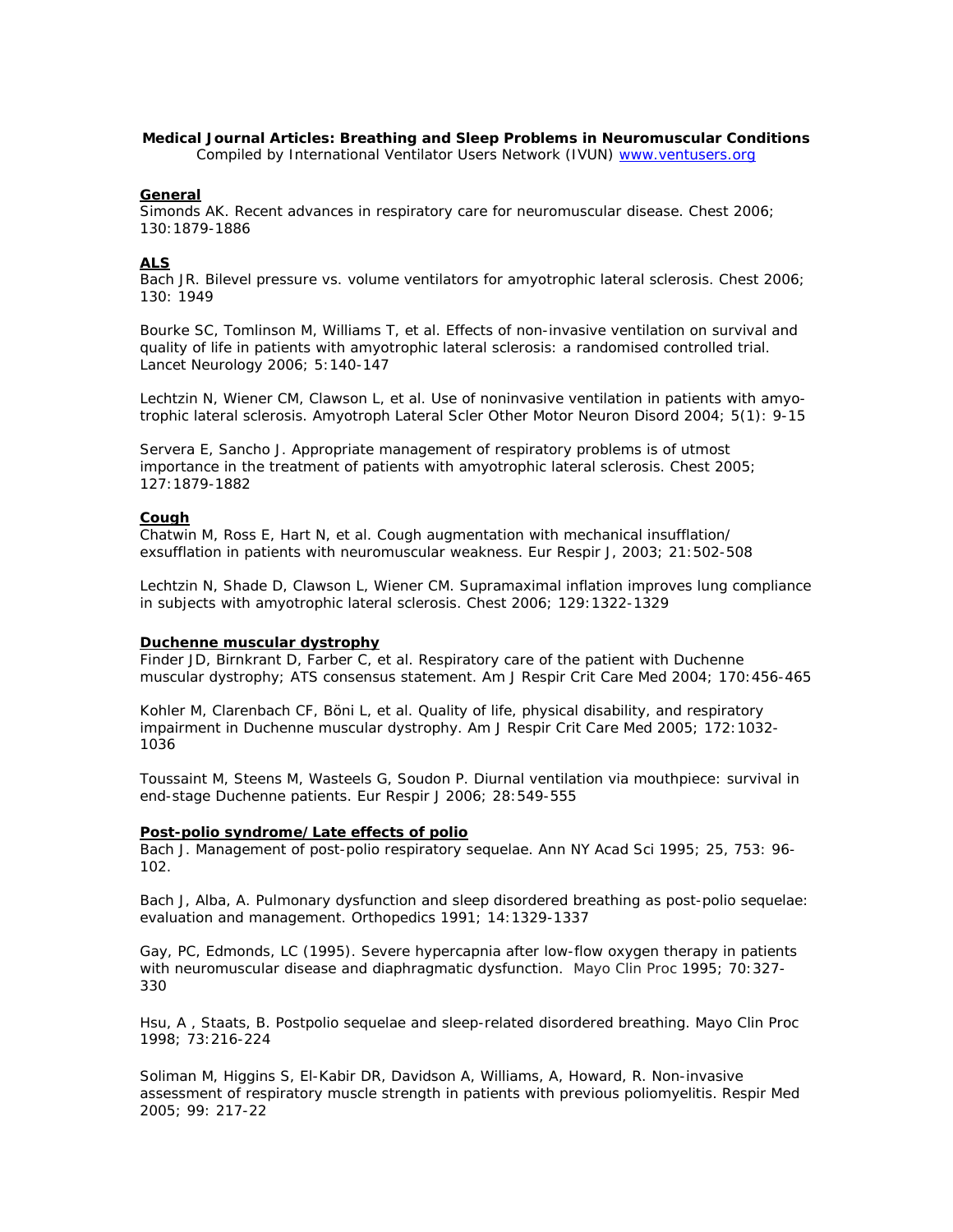**Medical Journal Articles: Breathing and Sleep Problems in Neuromuscular Conditions**

Compiled by International Ventilator Users Network (IVUN) www.ventusers.org

**General**

Simonds AK. Recent advances in respiratory care for neuromuscular disease. Chest 2006; 130:1879-1886

**ALS**

Bach JR. Bilevel pressure vs. volume ventilators for amyotrophic lateral sclerosis. Chest 2006; 130: 1949

Bourke SC, Tomlinson M, Williams T, et al. Effects of non-invasive ventilation on survival and quality of life in patients with amyotrophic lateral sclerosis: a randomised controlled trial. Lancet Neurology 2006; 5:140-147

Lechtzin N, Wiener CM, Clawson L, et al. Use of noninvasive ventilation in patients with amyotrophic lateral sclerosis. Amyotroph Lateral Scler Other Motor Neuron Disord 2004; 5(1): 9-15

Servera E, Sancho J. Appropriate management of respiratory problems is of utmost importance in the treatment of patients with amyotrophic lateral sclerosis. Chest 2005; 127:1879-1882

**Cough**

Chatwin M, Ross E, Hart N, et al. Cough augmentation with mechanical insufflation/exsufflation in patients with neuromuscular weakness. Eur Respir J, 2003; 21:502-508

Lechtzin N, Shade D, Clawson L, Wiener CM. Supramaximal inflation improves lung compliance in subjects with amyotrophic lateral sclerosis. Chest 2006; 129:1322-1329

**Duchenne muscular dystrophy**

Finder JD, Birnkrant D, Farber C, et al. Respiratory care of the patient with Duchenne muscular dystrophy; ATS consensus statement. Am J Respir Crit Care Med 2004; 170:456-465

Kohler M, Clarenbach CF, Böni L, et al. Quality of life, physical disability, and respiratory impairment in Duchenne muscular dystrophy. Am J Respir Crit Care Med 2005; 172:1032-1036

Toussaint M, Steens M, Wasteels G, Soudon P. Diurnal ventilation via mouthpiece: survival in end-stage Duchenne patients. Eur Respir J 2006; 28:549-555

**Post-polio syndrome/Late effects of polio**

Bach J. Management of post-polio respiratory sequelae. Ann NY Acad Sci 1995; 25, 753: 96-102.

Bach J, Alba, A. Pulmonary dysfunction and sleep disordered breathing as post-polio sequelae: evaluation and management. Orthopedics 1991; 14:1329-1337

Gay, PC, Edmonds, LC (1995). Severe hypercapnia after low-flow oxygen therapy in patients with neuromuscular disease and diaphragmatic dysfunction. Mayo Clin Proc 1995; 70:327-330

Hsu, A , Staats, B. Postpolio sequelae and sleep-related disordered breathing. Mayo Clin Proc 1998; 73:216-224

Soliman M, Higgins S, El-Kabir DR, Davidson A, Williams, A, Howard, R. Non-invasive assessment of respiratory muscle strength in patients with previous poliomyelitis. Respir Med 2005; 99: 217-22